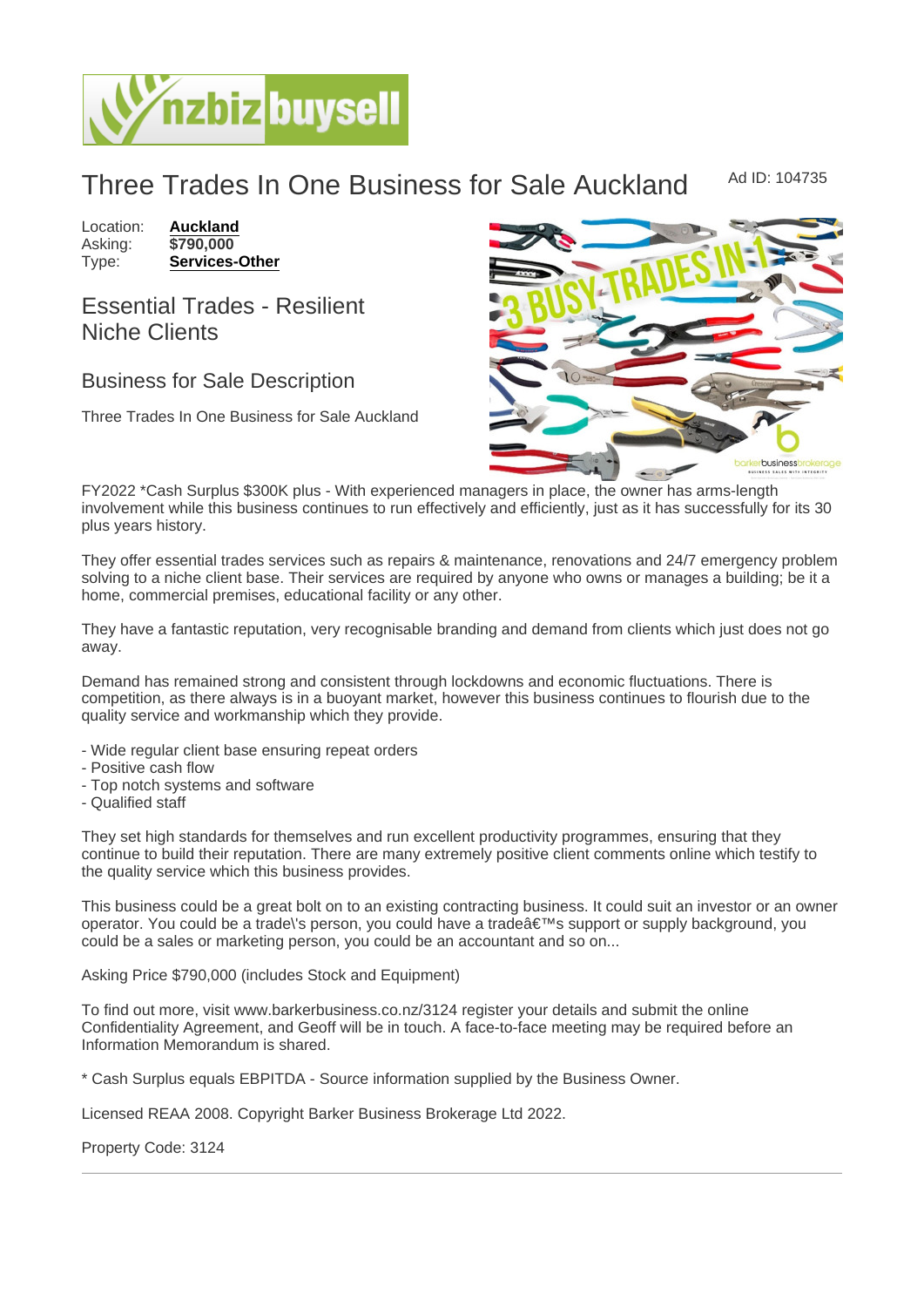# Three Trades In One Business for Sale Auckland

Ad ID: 104735

Location: **Auckland**
Asking: **$790,000**
Type: **Services-Other**

## Essential Trades - Resilient Niche Clients

### Business for Sale Description

Three Trades In One Business for Sale Auckland

FY2022 *Cash Surplus $300K plus - With experienced managers in place, the owner has arms-length involvement while this business continues to run effectively and efficiently, just as it has successfully for its 30 plus years history.

They offer essential trades services such as repairs & maintenance, renovations and 24/7 emergency problem solving to a niche client base. Their services are required by anyone who owns or manages a building; be it a home, commercial premises, educational facility or any other.

They have a fantastic reputation, very recognisable branding and demand from clients which just does not go away.

Demand has remained strong and consistent through lockdowns and economic fluctuations. There is competition, as there always is in a buoyant market, however this business continues to flourish due to the quality service and workmanship which they provide.

- Wide regular client base ensuring repeat orders
- Positive cash flow
- Top notch systems and software
- Qualified staff

They set high standards for themselves and run excellent productivity programmes, ensuring that they continue to build their reputation. There are many extremely positive client comments online which testify to the quality service which this business provides.

This business could be a great bolt on to an existing contracting business. It could suit an investor or an owner operator. You could be a trade\'s person, you could have a tradeâ€™s support or supply background, you could be a sales or marketing person, you could be an accountant and so on...

Asking Price $790,000 (includes Stock and Equipment)

To find out more, visit www.barkerbusiness.co.nz/3124 register your details and submit the online Confidentiality Agreement, and Geoff will be in touch. A face-to-face meeting may be required before an Information Memorandum is shared.

* Cash Surplus equals EBPITDA - Source information supplied by the Business Owner.

Licensed REAA 2008. Copyright Barker Business Brokerage Ltd 2022.

Property Code: 3124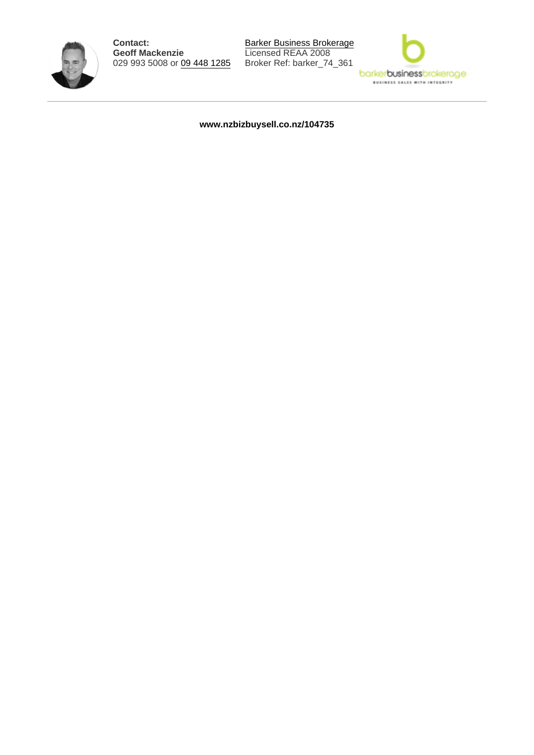**Contact:**
**Geoff Mackenzie**
029 993 5008 or 09 448 1285

Barker Business Brokerage
Licensed REAA 2008
Broker Ref: barker_74_361

barkerbusinessbrokerage
BUSINESS SALES WITH INTEGRITY

---

**www.nzbizbuysell.co.nz/104735**